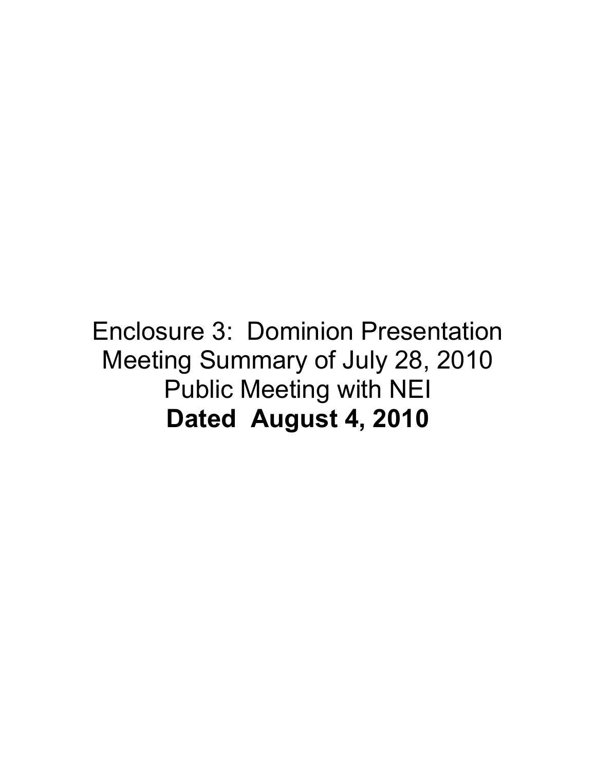Enclosure 3: Dominion Presentation
Meeting Summary of July 28, 2010
Public Meeting with NEI
**Dated August 4, 2010**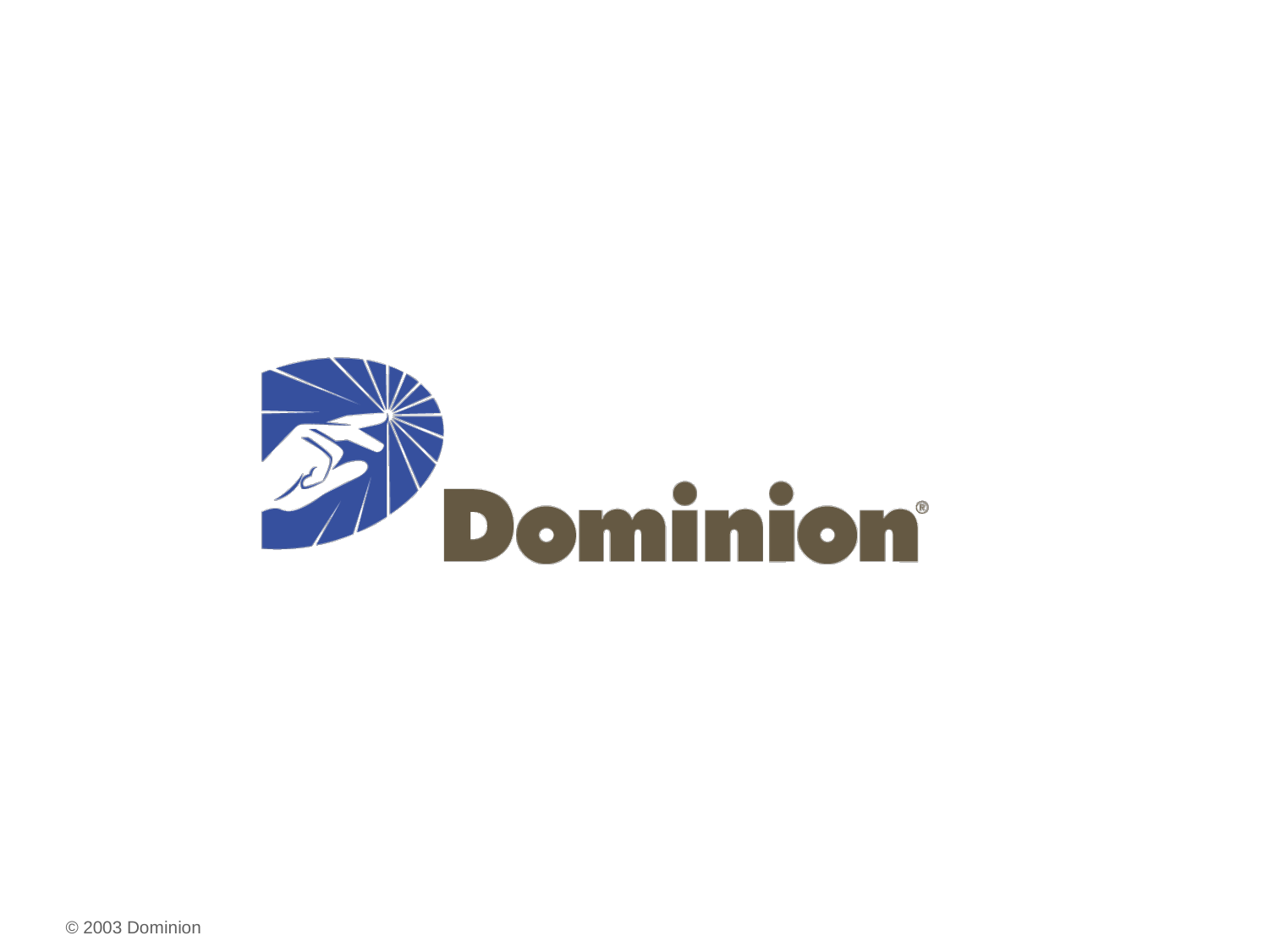Dominion®

© 2003 Dominion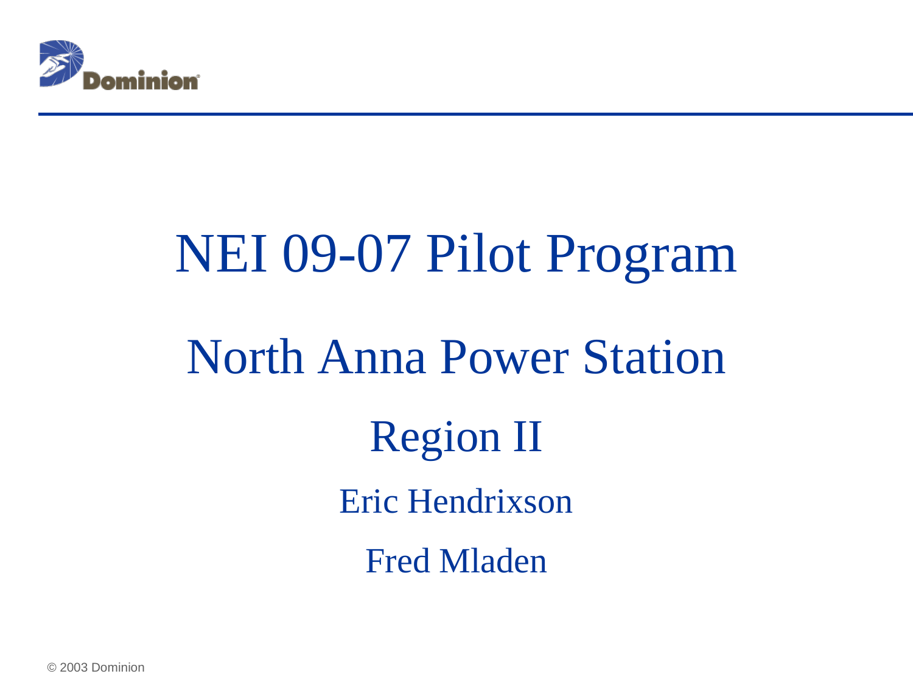# NEI 09-07 Pilot Program

## North Anna Power Station

### Region II

Eric Hendrixson

Fred Mladen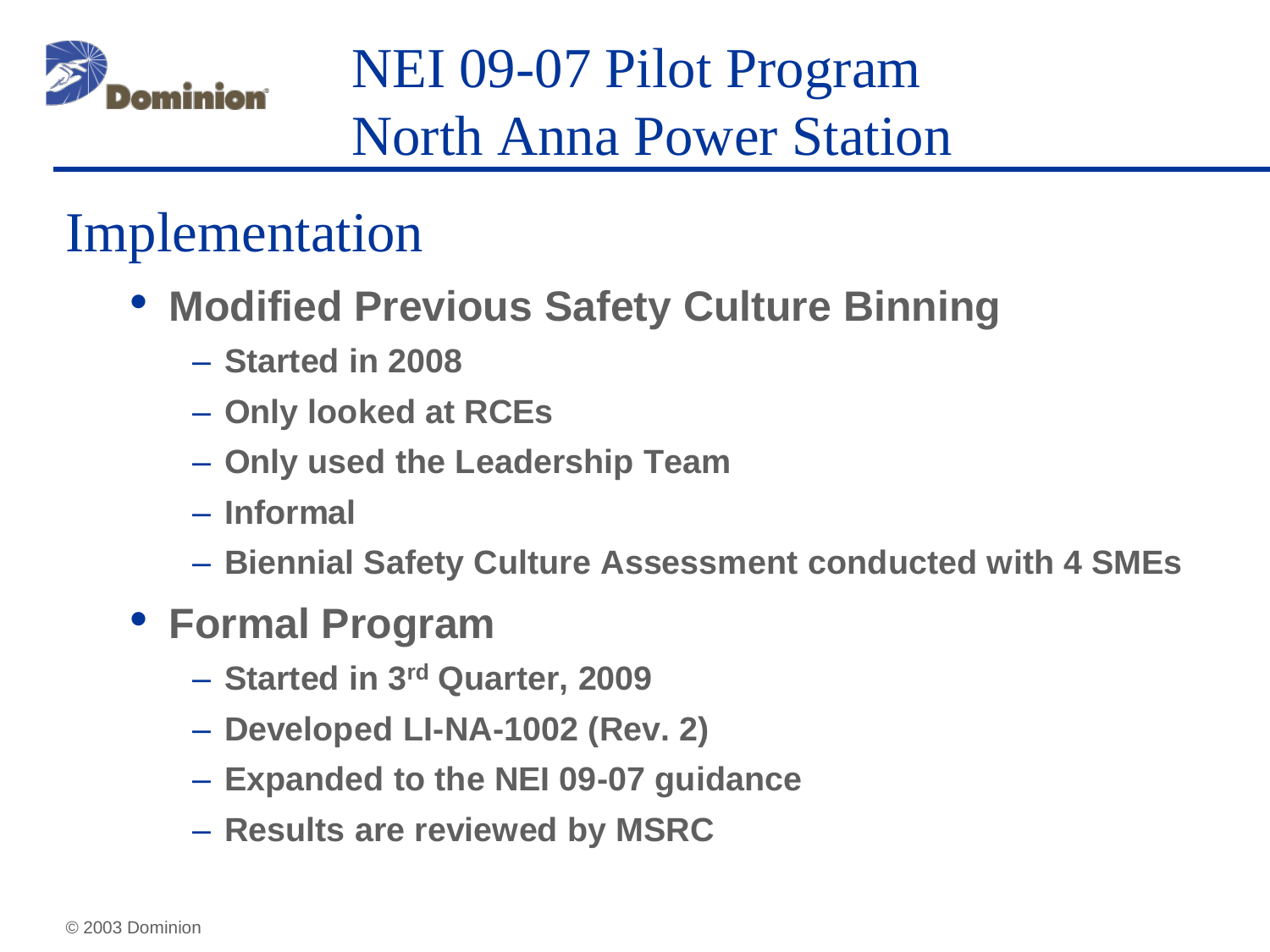# NEI 09-07 Pilot Program
# North Anna Power Station

## Implementation

- **Modified Previous Safety Culture Binning**
  - **Started in 2008**
  - **Only looked at RCEs**
  - **Only used the Leadership Team**
  - **Informal**
  - **Biennial Safety Culture Assessment conducted with 4 SMEs**
- **Formal Program**
  - **Started in 3rd Quarter, 2009**
  - **Developed LI-NA-1002 (Rev. 2)**
  - **Expanded to the NEI 09-07 guidance**
  - **Results are reviewed by MSRC**

© 2003 Dominion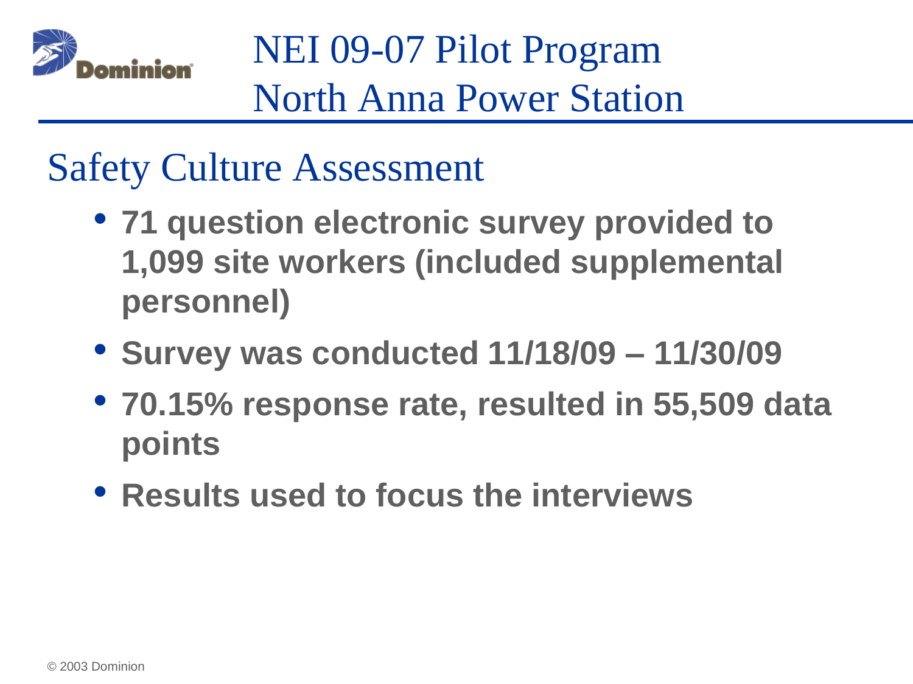# NEI 09-07 Pilot Program
# North Anna Power Station

## Safety Culture Assessment

- **71 question electronic survey provided to 1,099 site workers (included supplemental personnel)**
- **Survey was conducted 11/18/09 – 11/30/09**
- **70.15% response rate, resulted in 55,509 data points**
- **Results used to focus the interviews**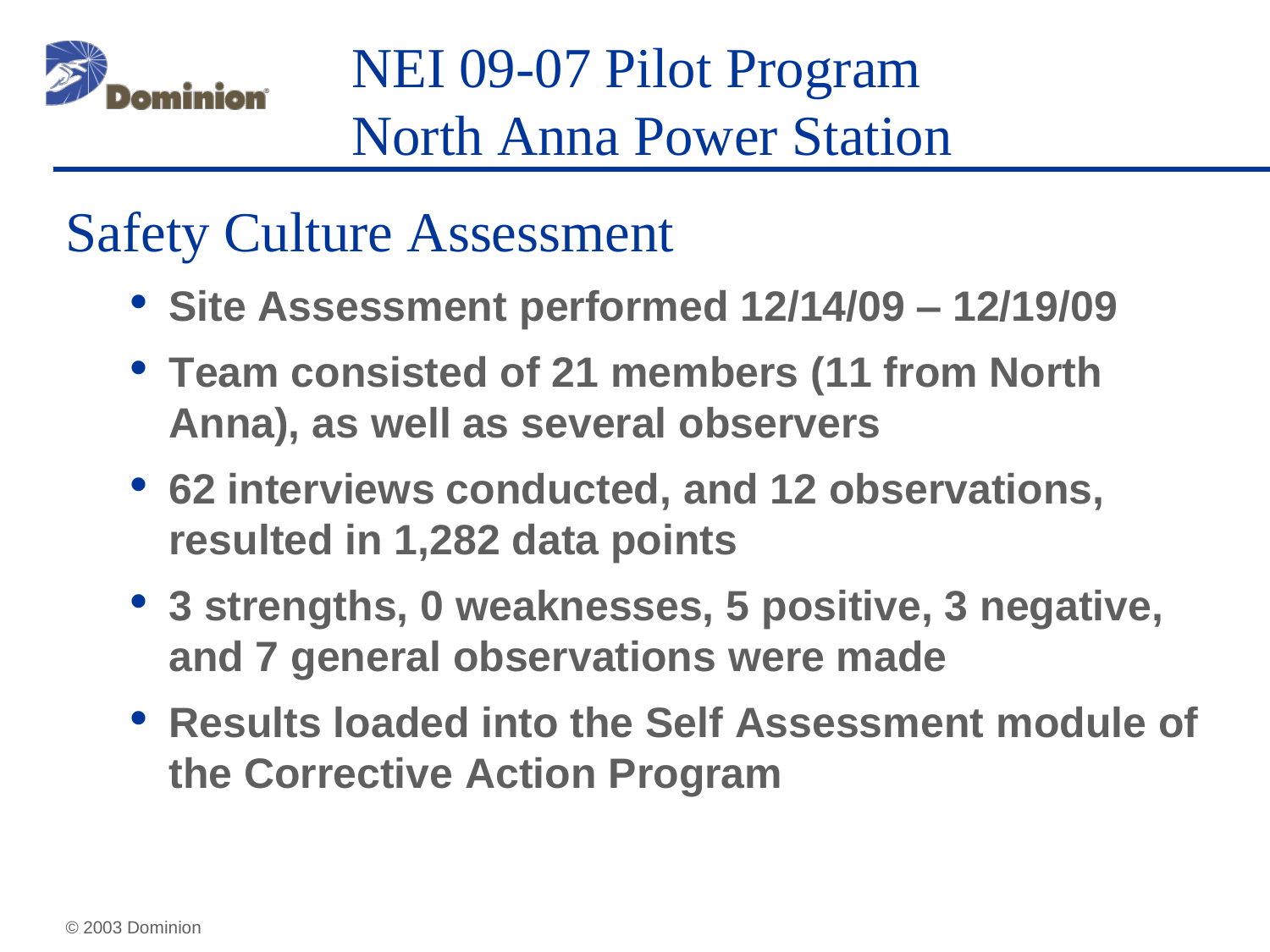# NEI 09-07 Pilot Program
# North Anna Power Station

## Safety Culture Assessment

- **Site Assessment performed 12/14/09 – 12/19/09**
- **Team consisted of 21 members (11 from North Anna), as well as several observers**
- **62 interviews conducted, and 12 observations, resulted in 1,282 data points**
- **3 strengths, 0 weaknesses, 5 positive, 3 negative, and 7 general observations were made**
- **Results loaded into the Self Assessment module of the Corrective Action Program**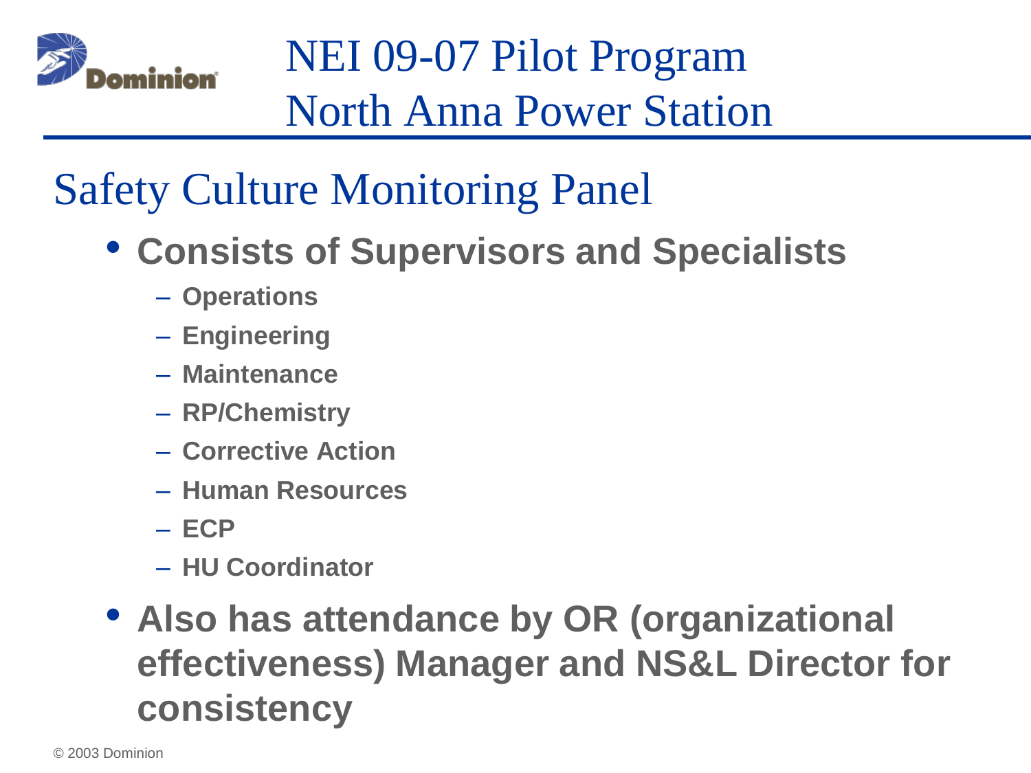# NEI 09-07 Pilot Program
# North Anna Power Station

## Safety Culture Monitoring Panel

- **Consists of Supervisors and Specialists**
  - **Operations**
  - **Engineering**
  - **Maintenance**
  - **RP/Chemistry**
  - **Corrective Action**
  - **Human Resources**
  - **ECP**
  - **HU Coordinator**
- **Also has attendance by OR (organizational effectiveness) Manager and NS&L Director for consistency**

© 2003 Dominion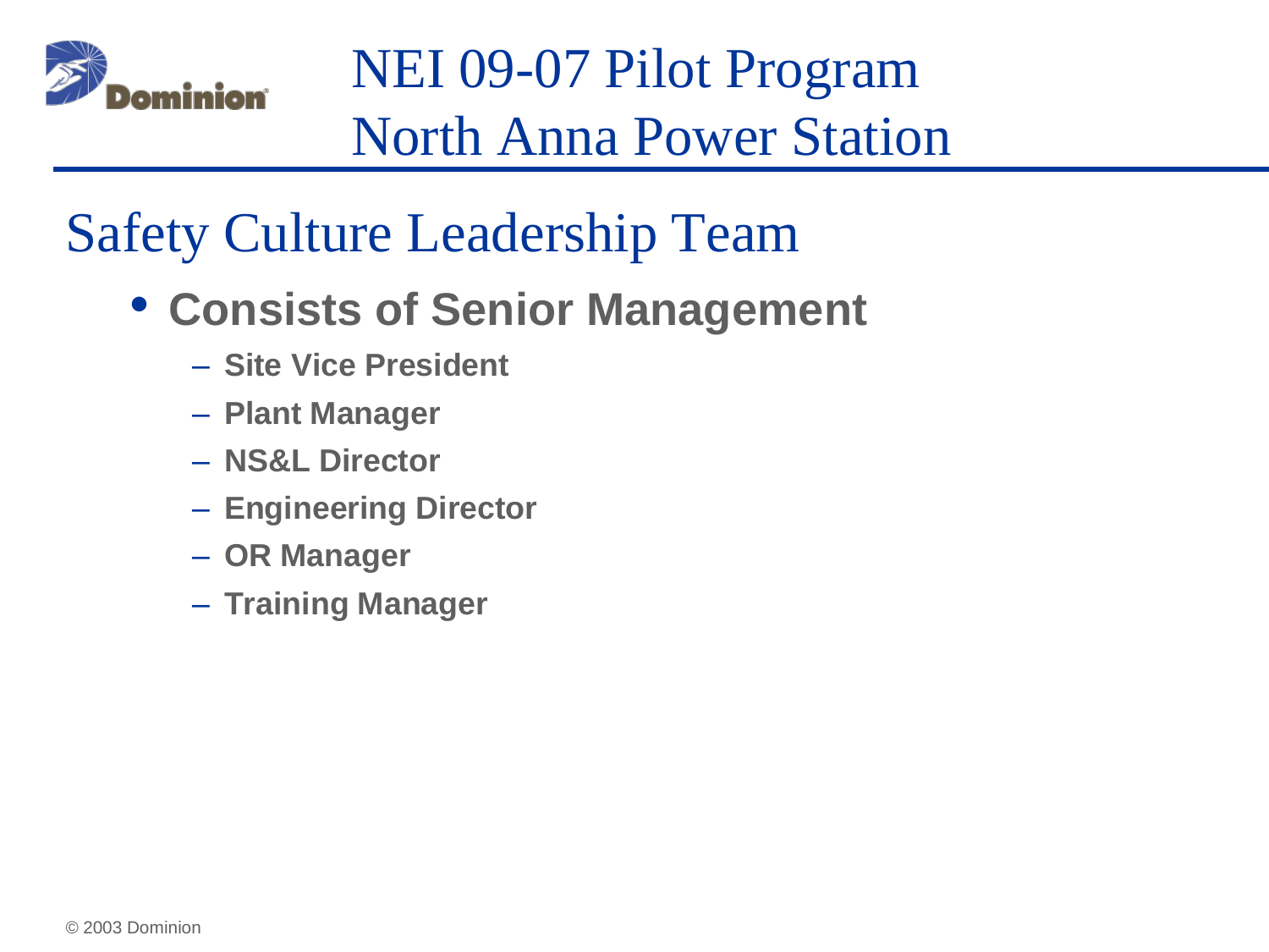# NEI 09-07 Pilot Program North Anna Power Station

## Safety Culture Leadership Team

- **Consists of Senior Management**
  - **Site Vice President**
  - **Plant Manager**
  - **NS&L Director**
  - **Engineering Director**
  - **OR Manager**
  - **Training Manager**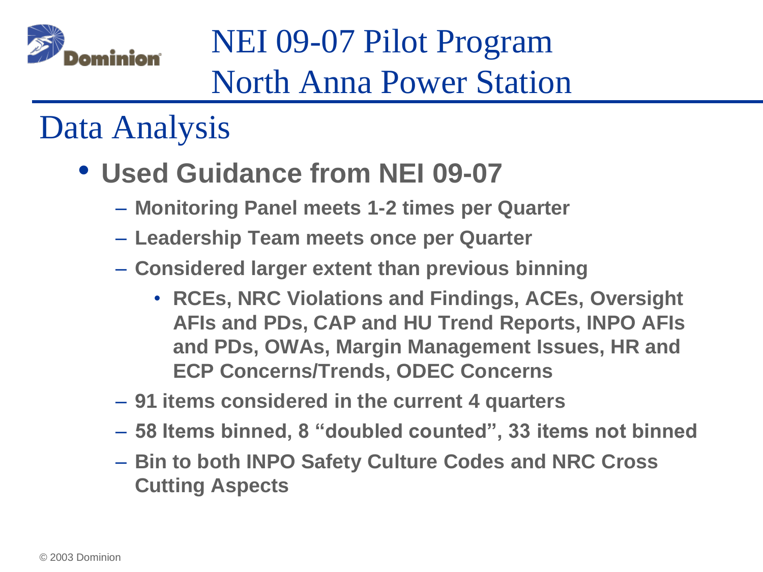# NEI 09-07 Pilot Program North Anna Power Station

## Data Analysis

- **Used Guidance from NEI 09-07**
  - **Monitoring Panel meets 1-2 times per Quarter**
  - **Leadership Team meets once per Quarter**
  - **Considered larger extent than previous binning**
    - **RCEs, NRC Violations and Findings, ACEs, Oversight AFIs and PDs, CAP and HU Trend Reports, INPO AFIs and PDs, OWAs, Margin Management Issues, HR and ECP Concerns/Trends, ODEC Concerns**
  - **91 items considered in the current 4 quarters**
  - **58 Items binned, 8 "doubled counted", 33 items not binned**
  - **Bin to both INPO Safety Culture Codes and NRC Cross Cutting Aspects**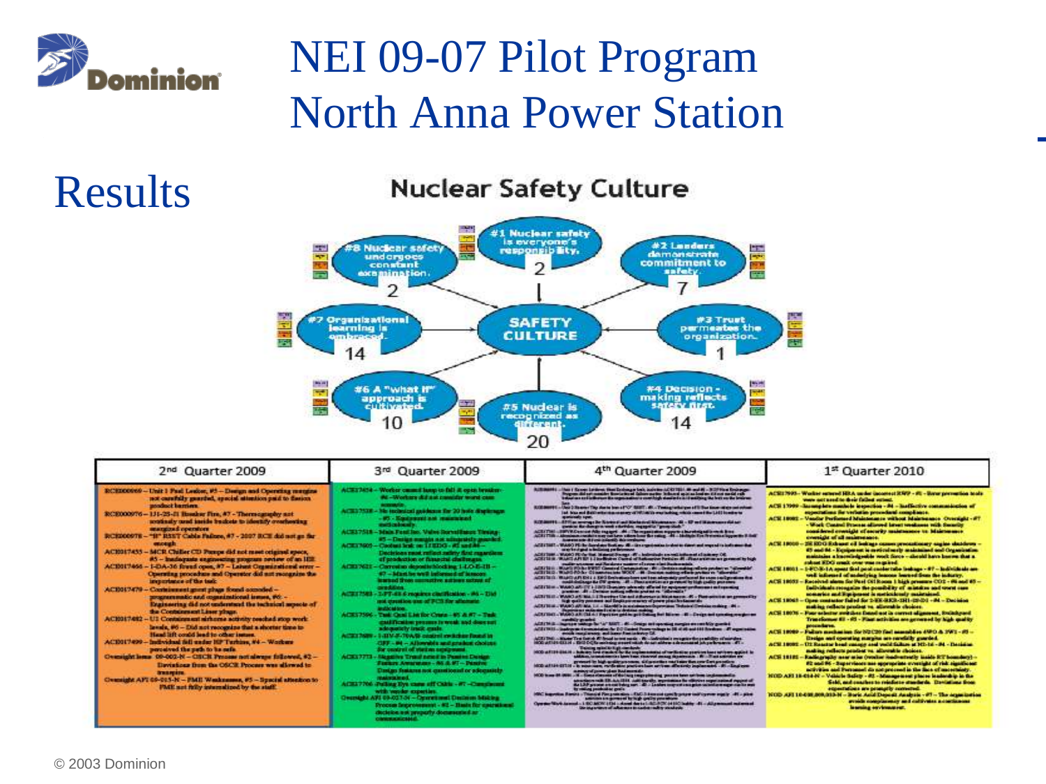# NEI 09-07 Pilot Program
# North Anna Power Station

## Results

### Nuclear Safety Culture

SAFETY CULTURE

- #1 Nuclear safety is everyone's responsibility. — 2
- #2 Leaders demonstrate commitment to safety. — 7
- #3 Trust permeates the organization. — 1
- #4 Decision-making reflects safety first. — 14
- #5 Nuclear is recognized as different. — 20
- #6 A "what if" approach is cultivated. — 10
- #7 Organizational learning is embraced. — 14
- #8 Nuclear safety undergoes constant examination. — 2

| 2nd Quarter 2009 | 3rd Quarter 2009 | 4th Quarter 2009 | 1st Quarter 2010 |
|---|---|---|---|
| | | | |

© 2003 Dominion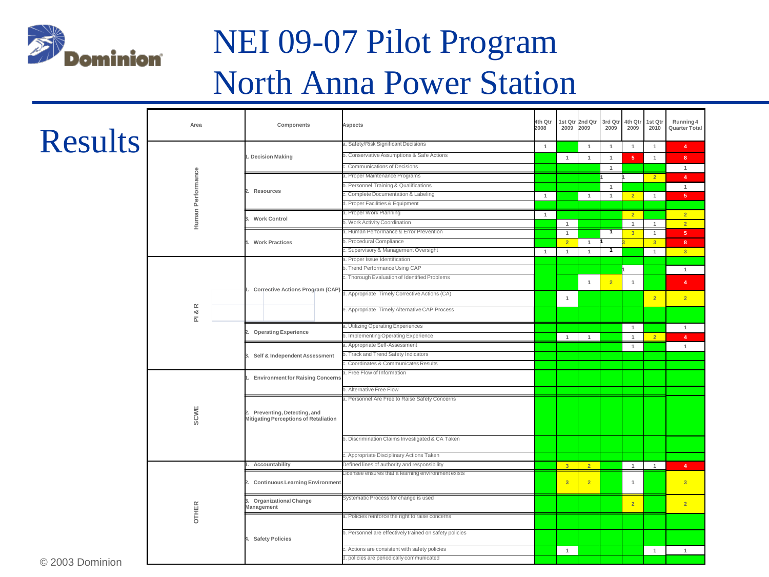# NEI 09-07 Pilot Program
# North Anna Power Station

## Results

| Area | Components | Aspects | 4th Qtr 2008 | 1st Qtr 2009 | 2nd Qtr 2009 | 3rd Qtr 2009 | 4th Qtr 2009 | 1st Qtr 2010 | Running 4 Quarter Total |
|---|---|---|---|---|---|---|---|---|---|
| Human Performance | 1. Decision Making | a. Safety/Risk Significant Decisions | 1 | | 1 | 1 | 1 | 1 | 4 |
| | | b. Conservative Assumptions & Safe Actions | | 1 | 1 | 1 | 5 | 1 | 8 |
| | | c. Communications of Decisions | | | | 1 | | | 1 |
| | 2. Resources | a. Proper Maintenance Programs | | | | 1 | 1 | 2 | 4 |
| | | b. Personnel Training & Qualifications | | | | 1 | | | 1 |
| | | c. Complete Documentation & Labeling | 1 | | 1 | 1 | 2 | 1 | 5 |
| | | d. Proper Facilities & Equipment | | | | | | | |
| | 3. Work Control | a. Proper Work Planning | 1 | | | | 2 | | 2 |
| | | b. Work Activity Coordination | | 1 | | | 1 | 1 | 2 |
| | 4. Work Practices | a. Human Performance & Error Prevention | | 1 | | 1 | 3 | 1 | 5 |
| | | b. Procedural Compliance | | 2 | 1 | 1 | 3 | 3 | 8 |
| | | c. Supervisory & Management Oversight | 1 | 1 | 1 | 1 | | 1 | 3 |
| PI & R | 1. Corrective Actions Program (CAP) | a. Proper Issue Identification | | | | | | | |
| | | b. Trend Performance Using CAP | | | | | 1 | | 1 |
| | | c. Thorough Evaluation of Identified Problems | | | 1 | 2 | 1 | | 4 |
| | | d. Appropriate Timely Corrective Actions (CA) | | 1 | | | | 2 | 2 |
| | | e. Appropriate Timely Alternative CAP Process | | | | | | | |
| | 2. Operating Experience | a. Utilizing Operating Experiences | | | | | 1 | | 1 |
| | | b. Implementing Operating Experience | | 1 | 1 | | 1 | 2 | 4 |
| | 3. Self & Independent Assessment | a. Appropriate Self-Assessment | | | | | 1 | | 1 |
| | | b. Track and Trend Safety Indicators | | | | | | | |
| | | c. Coordinates & Communicates Results | | | | | | | |
| SCWE | 1. Environment for Raising Concerns | a. Free Flow of Information | | | | | | | |
| | | b. Alternative Free Flow | | | | | | | |
| | 2. Preventing, Detecting, and Mitigating Perceptions of Retaliation | a. Personnel Are Free to Raise Safety Concerns | | | | | | | |
| | | b. Discrimination Claims Investigated & CA Taken | | | | | | | |
| | | c. Appropriate Disciplinary Actions Taken | | | | | | | |
| OTHER | 1. Accountability | Defined lines of authority and responsibility | | 3 | 2 | | 1 | 1 | 4 |
| | 2. Continuous Learning Environment | Licensee ensures that a learning environment exists | | 3 | 2 | | 1 | | 3 |
| | 3. Organizational Change Management | Systematic Process for change is used | | | | | 2 | | 2 |
| | 4. Safety Policies | a. Policies reinforce the right to raise concerns | | | | | | | |
| | | b. Personnel are effectively trained on safety policies | | | | | | | |
| | | c. Actions are consistent with safety policies | | 1 | | | | 1 | 1 |
| | | d. policies are periodically communicated | | | | | | | |

© 2003 Dominion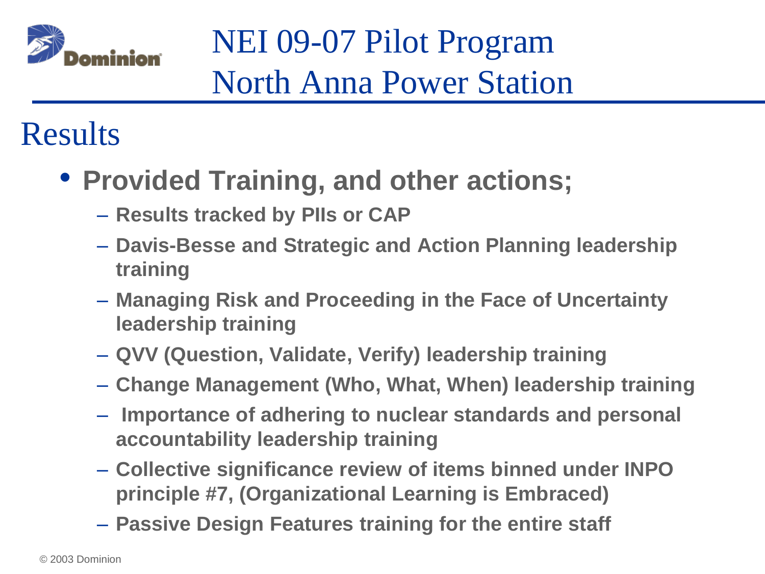# NEI 09-07 Pilot Program
# North Anna Power Station

## Results

- **Provided Training, and other actions;**
  - **Results tracked by PIIs or CAP**
  - **Davis-Besse and Strategic and Action Planning leadership training**
  - **Managing Risk and Proceeding in the Face of Uncertainty leadership training**
  - **QVV (Question, Validate, Verify) leadership training**
  - **Change Management (Who, What, When) leadership training**
  - **Importance of adhering to nuclear standards and personal accountability leadership training**
  - **Collective significance review of items binned under INPO principle #7, (Organizational Learning is Embraced)**
  - **Passive Design Features training for the entire staff**

© 2003 Dominion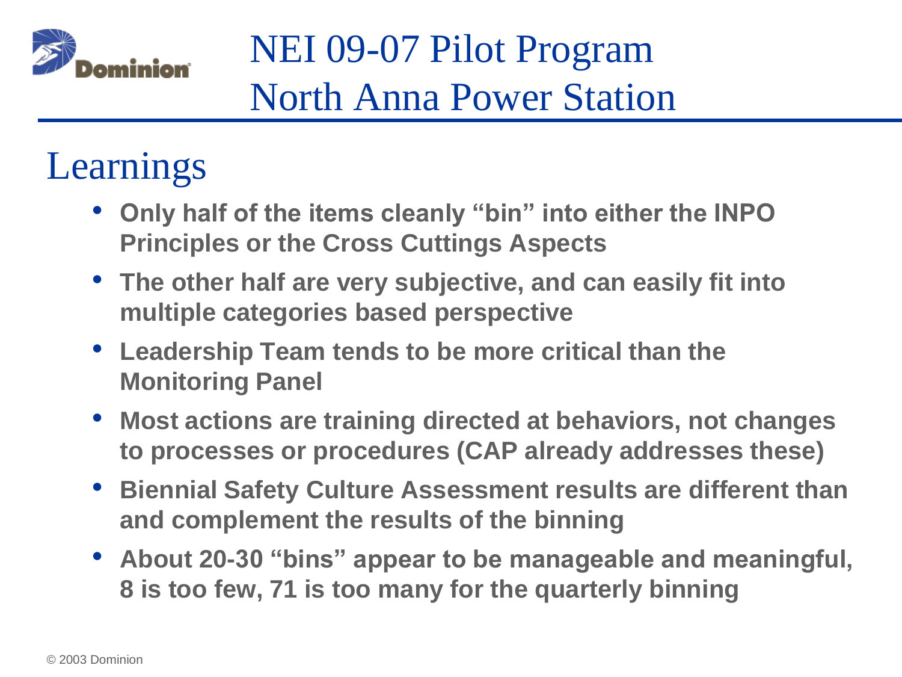# NEI 09-07 Pilot Program North Anna Power Station

## Learnings

- **Only half of the items cleanly "bin" into either the INPO Principles or the Cross Cuttings Aspects**
- **The other half are very subjective, and can easily fit into multiple categories based perspective**
- **Leadership Team tends to be more critical than the Monitoring Panel**
- **Most actions are training directed at behaviors, not changes to processes or procedures (CAP already addresses these)**
- **Biennial Safety Culture Assessment results are different than and complement the results of the binning**
- **About 20-30 "bins" appear to be manageable and meaningful, 8 is too few, 71 is too many for the quarterly binning**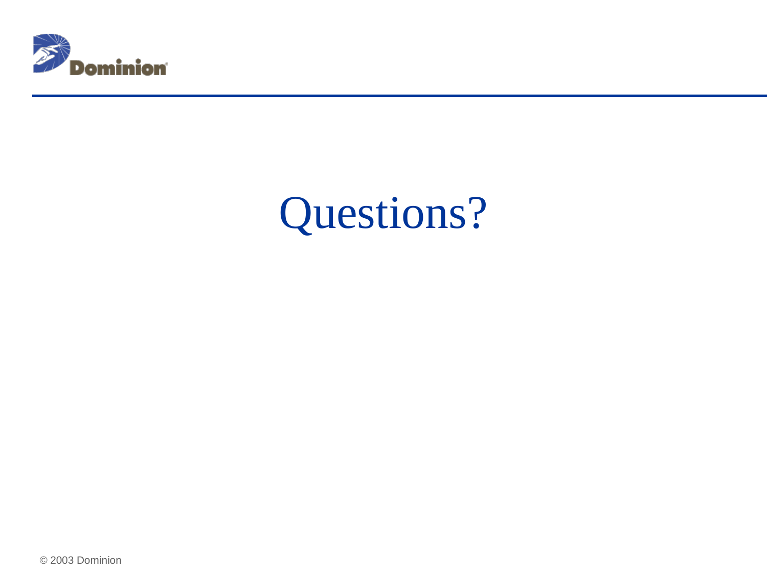# Questions?

© 2003 Dominion